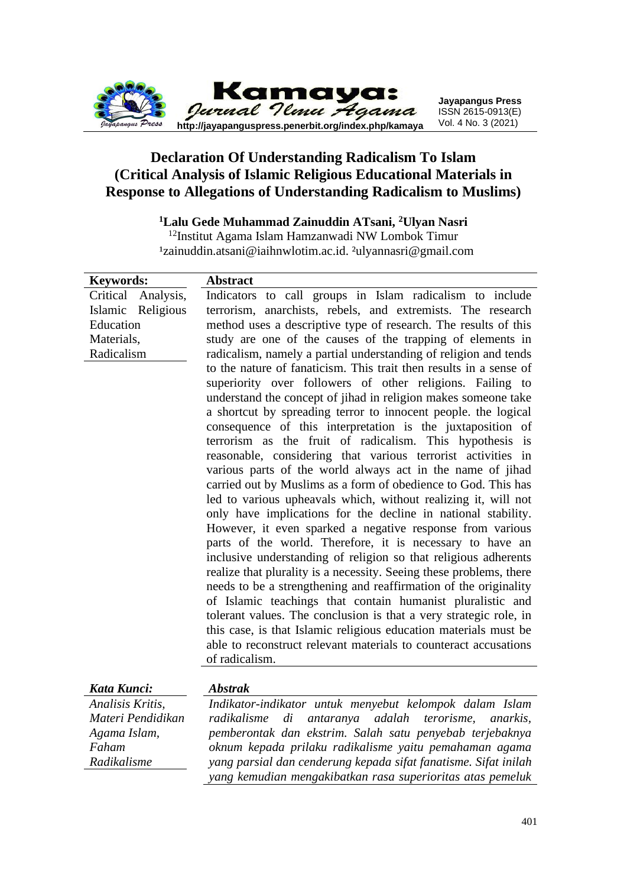# Declaration Of Understanding Radicalism To Islam (Critical Analysis of Islamic Religious Educational Materials in Response to Allegations of Understanding Radicalism to Muslims)

**[1]Lalu Gede Muhammad Zainuddin ATsani, [2]Ulyan Nasri**

[12]Institut Agama Islam Hamzanwadi NW Lombok Timur

[1]zainuddin.atsani@iaihnwlotim.ac.id. [2]ulyannasri@gmail.com

| **Keywords:** | **Abstract** |
|---|---|
| Critical Analysis, Islamic Religious Education Materials, Radicalism | Indicators to call groups in Islam radicalism to include terrorism, anarchists, rebels, and extremists. The research method uses a descriptive type of research. The results of this study are one of the causes of the trapping of elements in radicalism, namely a partial understanding of religion and tends to the nature of fanaticism. This trait then results in a sense of superiority over followers of other religions. Failing to understand the concept of jihad in religion makes someone take a shortcut by spreading terror to innocent people. the logical consequence of this interpretation is the juxtaposition of terrorism as the fruit of radicalism. This hypothesis is reasonable, considering that various terrorist activities in various parts of the world always act in the name of jihad carried out by Muslims as a form of obedience to God. This has led to various upheavals which, without realizing it, will not only have implications for the decline in national stability. However, it even sparked a negative response from various parts of the world. Therefore, it is necessary to have an inclusive understanding of religion so that religious adherents realize that plurality is a necessity. Seeing these problems, there needs to be a strengthening and reaffirmation of the originality of Islamic teachings that contain humanist pluralistic and tolerant values. The conclusion is that a very strategic role, in this case, is that Islamic religious education materials must be able to reconstruct relevant materials to counteract accusations of radicalism. |

| ***Kata Kunci:*** | ***Abstrak*** |
|---|---|
| *Analisis Kritis, Materi Pendidikan Agama Islam, Faham Radikalisme* | *Indikator-indikator untuk menyebut kelompok dalam Islam radikalisme di antaranya adalah terorisme, anarkis, pemberontak dan ekstrim. Salah satu penyebab terjebaknya oknum kepada prilaku radikalisme yaitu pemahaman agama yang parsial dan cenderung kepada sifat fanatisme. Sifat inilah yang kemudian mengakibatkan rasa superioritas atas pemeluk* |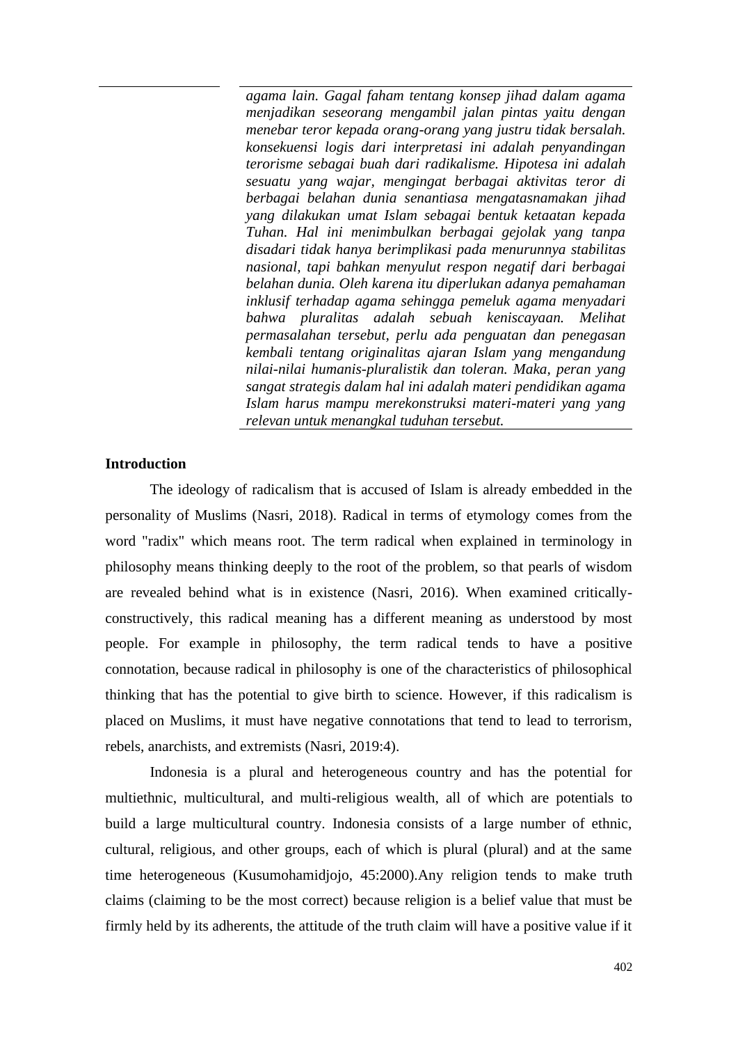*agama lain. Gagal faham tentang konsep jihad dalam agama menjadikan seseorang mengambil jalan pintas yaitu dengan menebar teror kepada orang-orang yang justru tidak bersalah. konsekuensi logis dari interpretasi ini adalah penyandingan terorisme sebagai buah dari radikalisme. Hipotesa ini adalah sesuatu yang wajar, mengingat berbagai aktivitas teror di berbagai belahan dunia senantiasa mengatasnamakan jihad yang dilakukan umat Islam sebagai bentuk ketaatan kepada Tuhan. Hal ini menimbulkan berbagai gejolak yang tanpa disadari tidak hanya berimplikasi pada menurunnya stabilitas nasional, tapi bahkan menyulut respon negatif dari berbagai belahan dunia. Oleh karena itu diperlukan adanya pemahaman inklusif terhadap agama sehingga pemeluk agama menyadari bahwa pluralitas adalah sebuah keniscayaan. Melihat permasalahan tersebut, perlu ada penguatan dan penegasan kembali tentang originalitas ajaran Islam yang mengandung nilai-nilai humanis-pluralistik dan toleran. Maka, peran yang sangat strategis dalam hal ini adalah materi pendidikan agama Islam harus mampu merekonstruksi materi-materi yang yang relevan untuk menangkal tuduhan tersebut.*

**Introduction**

The ideology of radicalism that is accused of Islam is already embedded in the personality of Muslims (Nasri, 2018). Radical in terms of etymology comes from the word "radix" which means root. The term radical when explained in terminology in philosophy means thinking deeply to the root of the problem, so that pearls of wisdom are revealed behind what is in existence (Nasri, 2016). When examined critically-constructively, this radical meaning has a different meaning as understood by most people. For example in philosophy, the term radical tends to have a positive connotation, because radical in philosophy is one of the characteristics of philosophical thinking that has the potential to give birth to science. However, if this radicalism is placed on Muslims, it must have negative connotations that tend to lead to terrorism, rebels, anarchists, and extremists (Nasri, 2019:4).

Indonesia is a plural and heterogeneous country and has the potential for multiethnic, multicultural, and multi-religious wealth, all of which are potentials to build a large multicultural country. Indonesia consists of a large number of ethnic, cultural, religious, and other groups, each of which is plural (plural) and at the same time heterogeneous (Kusumohamidjojo, 45:2000).Any religion tends to make truth claims (claiming to be the most correct) because religion is a belief value that must be firmly held by its adherents, the attitude of the truth claim will have a positive value if it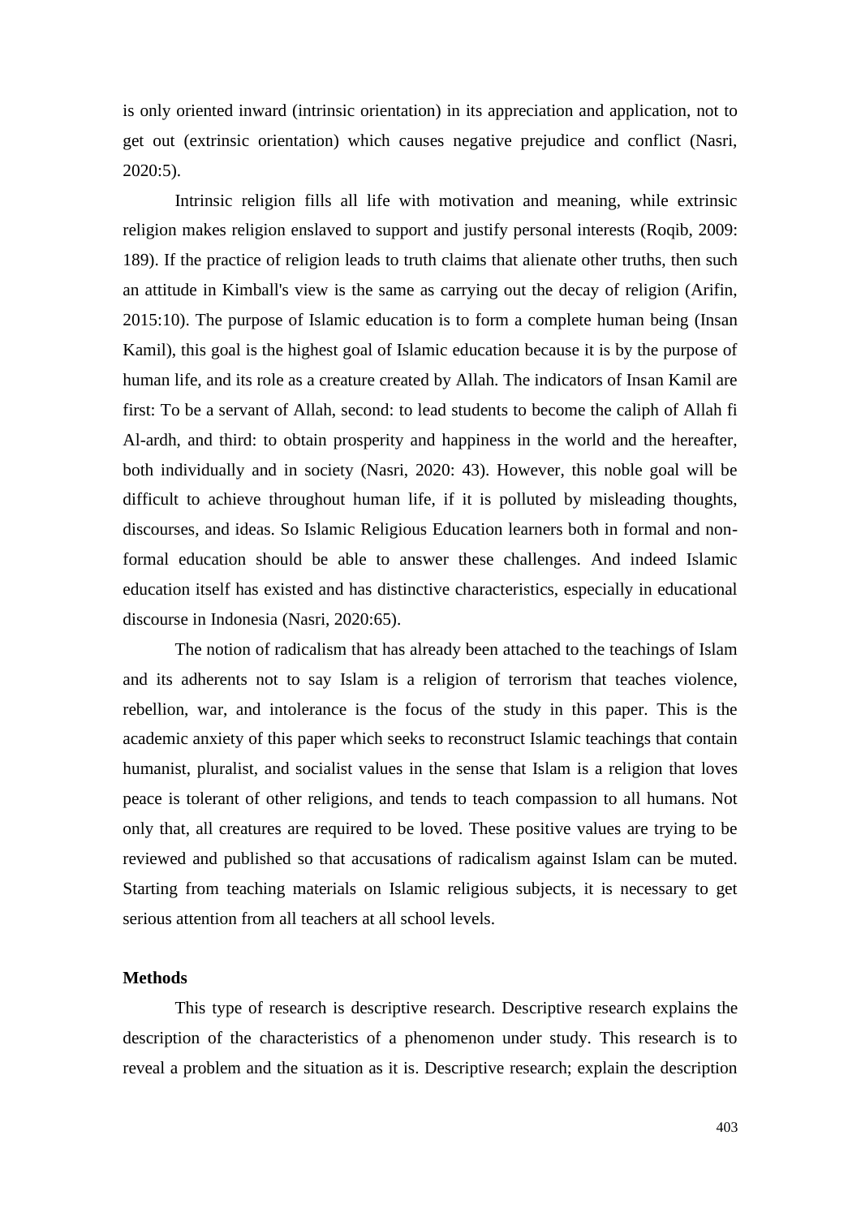is only oriented inward (intrinsic orientation) in its appreciation and application, not to get out (extrinsic orientation) which causes negative prejudice and conflict (Nasri, 2020:5).

Intrinsic religion fills all life with motivation and meaning, while extrinsic religion makes religion enslaved to support and justify personal interests (Roqib, 2009: 189). If the practice of religion leads to truth claims that alienate other truths, then such an attitude in Kimball's view is the same as carrying out the decay of religion (Arifin, 2015:10). The purpose of Islamic education is to form a complete human being (Insan Kamil), this goal is the highest goal of Islamic education because it is by the purpose of human life, and its role as a creature created by Allah. The indicators of Insan Kamil are first: To be a servant of Allah, second: to lead students to become the caliph of Allah fi Al-ardh, and third: to obtain prosperity and happiness in the world and the hereafter, both individually and in society (Nasri, 2020: 43). However, this noble goal will be difficult to achieve throughout human life, if it is polluted by misleading thoughts, discourses, and ideas. So Islamic Religious Education learners both in formal and non-formal education should be able to answer these challenges. And indeed Islamic education itself has existed and has distinctive characteristics, especially in educational discourse in Indonesia (Nasri, 2020:65).

The notion of radicalism that has already been attached to the teachings of Islam and its adherents not to say Islam is a religion of terrorism that teaches violence, rebellion, war, and intolerance is the focus of the study in this paper. This is the academic anxiety of this paper which seeks to reconstruct Islamic teachings that contain humanist, pluralist, and socialist values in the sense that Islam is a religion that loves peace is tolerant of other religions, and tends to teach compassion to all humans. Not only that, all creatures are required to be loved. These positive values are trying to be reviewed and published so that accusations of radicalism against Islam can be muted. Starting from teaching materials on Islamic religious subjects, it is necessary to get serious attention from all teachers at all school levels.

**Methods**

This type of research is descriptive research. Descriptive research explains the description of the characteristics of a phenomenon under study. This research is to reveal a problem and the situation as it is. Descriptive research; explain the description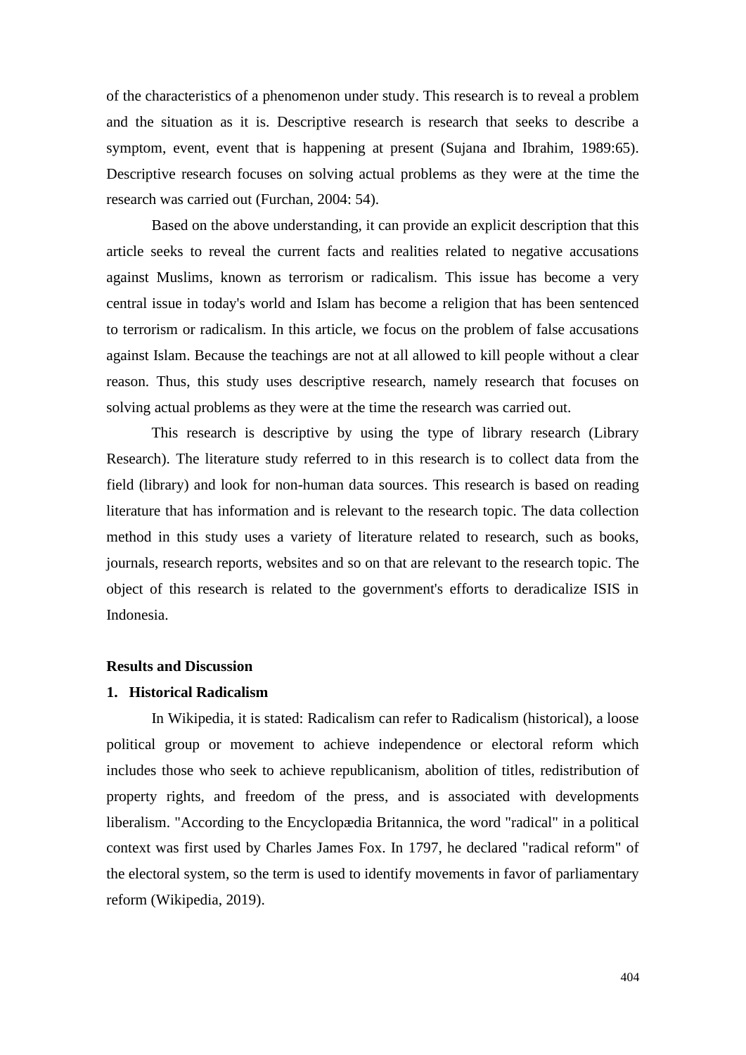of the characteristics of a phenomenon under study. This research is to reveal a problem and the situation as it is. Descriptive research is research that seeks to describe a symptom, event, event that is happening at present (Sujana and Ibrahim, 1989:65). Descriptive research focuses on solving actual problems as they were at the time the research was carried out (Furchan, 2004: 54).

Based on the above understanding, it can provide an explicit description that this article seeks to reveal the current facts and realities related to negative accusations against Muslims, known as terrorism or radicalism. This issue has become a very central issue in today's world and Islam has become a religion that has been sentenced to terrorism or radicalism. In this article, we focus on the problem of false accusations against Islam. Because the teachings are not at all allowed to kill people without a clear reason. Thus, this study uses descriptive research, namely research that focuses on solving actual problems as they were at the time the research was carried out.

This research is descriptive by using the type of library research (Library Research). The literature study referred to in this research is to collect data from the field (library) and look for non-human data sources. This research is based on reading literature that has information and is relevant to the research topic. The data collection method in this study uses a variety of literature related to research, such as books, journals, research reports, websites and so on that are relevant to the research topic. The object of this research is related to the government's efforts to deradicalize ISIS in Indonesia.

## Results and Discussion

### 1. Historical Radicalism

In Wikipedia, it is stated: Radicalism can refer to Radicalism (historical), a loose political group or movement to achieve independence or electoral reform which includes those who seek to achieve republicanism, abolition of titles, redistribution of property rights, and freedom of the press, and is associated with developments liberalism. "According to the Encyclopædia Britannica, the word "radical" in a political context was first used by Charles James Fox. In 1797, he declared "radical reform" of the electoral system, so the term is used to identify movements in favor of parliamentary reform (Wikipedia, 2019).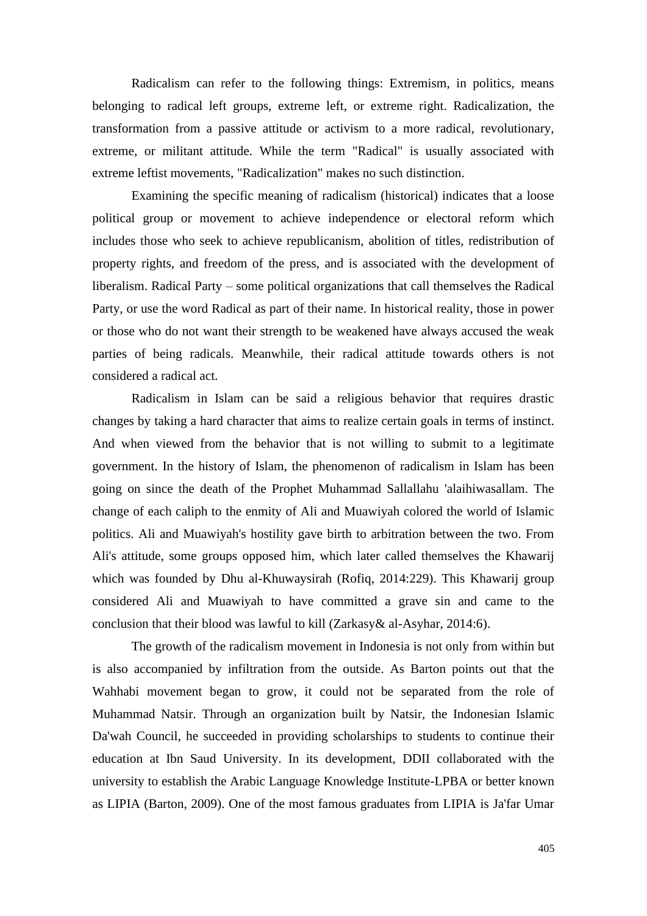Radicalism can refer to the following things: Extremism, in politics, means belonging to radical left groups, extreme left, or extreme right. Radicalization, the transformation from a passive attitude or activism to a more radical, revolutionary, extreme, or militant attitude. While the term "Radical" is usually associated with extreme leftist movements, "Radicalization" makes no such distinction.

Examining the specific meaning of radicalism (historical) indicates that a loose political group or movement to achieve independence or electoral reform which includes those who seek to achieve republicanism, abolition of titles, redistribution of property rights, and freedom of the press, and is associated with the development of liberalism. Radical Party – some political organizations that call themselves the Radical Party, or use the word Radical as part of their name. In historical reality, those in power or those who do not want their strength to be weakened have always accused the weak parties of being radicals. Meanwhile, their radical attitude towards others is not considered a radical act.

Radicalism in Islam can be said a religious behavior that requires drastic changes by taking a hard character that aims to realize certain goals in terms of instinct. And when viewed from the behavior that is not willing to submit to a legitimate government. In the history of Islam, the phenomenon of radicalism in Islam has been going on since the death of the Prophet Muhammad Sallallahu 'alaihiwasallam. The change of each caliph to the enmity of Ali and Muawiyah colored the world of Islamic politics. Ali and Muawiyah's hostility gave birth to arbitration between the two. From Ali's attitude, some groups opposed him, which later called themselves the Khawarij which was founded by Dhu al-Khuwaysirah (Rofiq, 2014:229). This Khawarij group considered Ali and Muawiyah to have committed a grave sin and came to the conclusion that their blood was lawful to kill (Zarkasy& al-Asyhar, 2014:6).

The growth of the radicalism movement in Indonesia is not only from within but is also accompanied by infiltration from the outside. As Barton points out that the Wahhabi movement began to grow, it could not be separated from the role of Muhammad Natsir. Through an organization built by Natsir, the Indonesian Islamic Da'wah Council, he succeeded in providing scholarships to students to continue their education at Ibn Saud University. In its development, DDII collaborated with the university to establish the Arabic Language Knowledge Institute-LPBA or better known as LIPIA (Barton, 2009). One of the most famous graduates from LIPIA is Ja'far Umar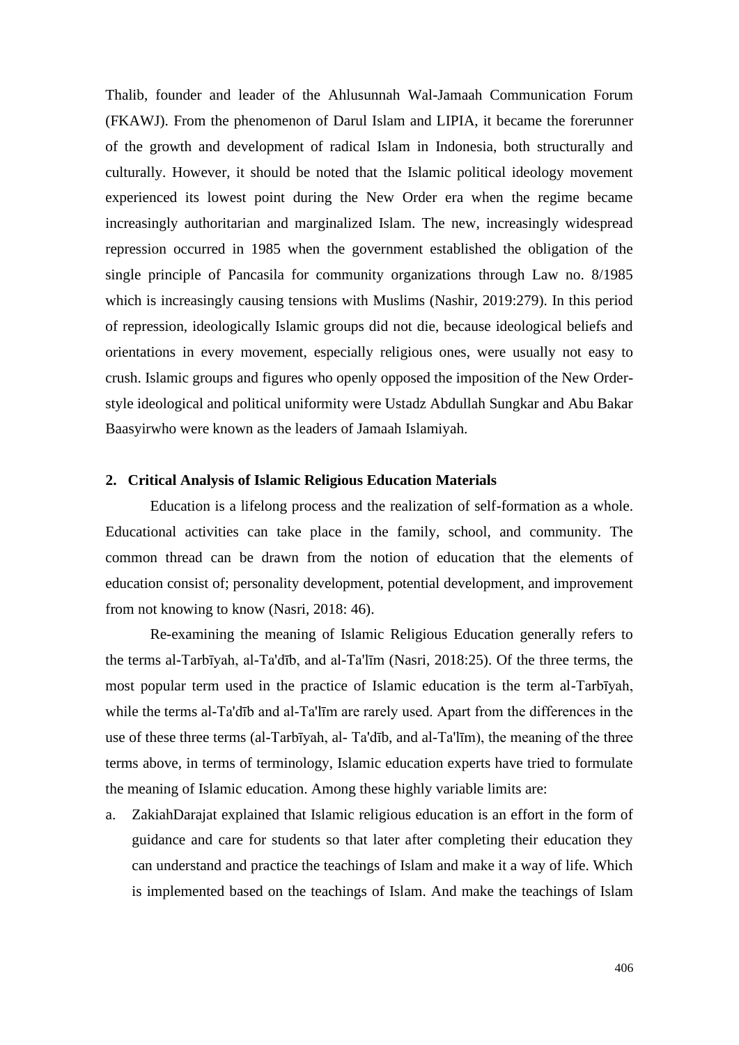Thalib, founder and leader of the Ahlusunnah Wal-Jamaah Communication Forum (FKAWJ). From the phenomenon of Darul Islam and LIPIA, it became the forerunner of the growth and development of radical Islam in Indonesia, both structurally and culturally. However, it should be noted that the Islamic political ideology movement experienced its lowest point during the New Order era when the regime became increasingly authoritarian and marginalized Islam. The new, increasingly widespread repression occurred in 1985 when the government established the obligation of the single principle of Pancasila for community organizations through Law no. 8/1985 which is increasingly causing tensions with Muslims (Nashir, 2019:279). In this period of repression, ideologically Islamic groups did not die, because ideological beliefs and orientations in every movement, especially religious ones, were usually not easy to crush. Islamic groups and figures who openly opposed the imposition of the New Order-style ideological and political uniformity were Ustadz Abdullah Sungkar and Abu Bakar Baasyirwho were known as the leaders of Jamaah Islamiyah.

## 2. Critical Analysis of Islamic Religious Education Materials

Education is a lifelong process and the realization of self-formation as a whole. Educational activities can take place in the family, school, and community. The common thread can be drawn from the notion of education that the elements of education consist of; personality development, potential development, and improvement from not knowing to know (Nasri, 2018: 46).

Re-examining the meaning of Islamic Religious Education generally refers to the terms al-Tarbīyah, al-Ta'dīb, and al-Ta'līm (Nasri, 2018:25). Of the three terms, the most popular term used in the practice of Islamic education is the term al-Tarbīyah, while the terms al-Ta'dīb and al-Ta'līm are rarely used. Apart from the differences in the use of these three terms (al-Tarbīyah, al- Ta'dīb, and al-Ta'līm), the meaning of the three terms above, in terms of terminology, Islamic education experts have tried to formulate the meaning of Islamic education. Among these highly variable limits are:

a. ZakiahDarajat explained that Islamic religious education is an effort in the form of guidance and care for students so that later after completing their education they can understand and practice the teachings of Islam and make it a way of life. Which is implemented based on the teachings of Islam. And make the teachings of Islam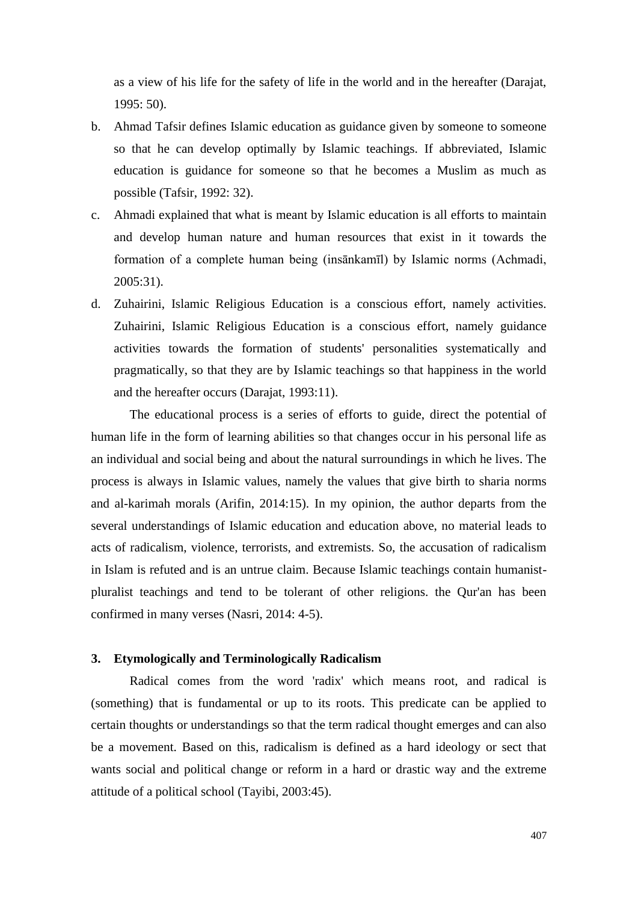as a view of his life for the safety of life in the world and in the hereafter (Darajat, 1995: 50).

b. Ahmad Tafsir defines Islamic education as guidance given by someone to someone so that he can develop optimally by Islamic teachings. If abbreviated, Islamic education is guidance for someone so that he becomes a Muslim as much as possible (Tafsir, 1992: 32).
c. Ahmadi explained that what is meant by Islamic education is all efforts to maintain and develop human nature and human resources that exist in it towards the formation of a complete human being (insānkamīl) by Islamic norms (Achmadi, 2005:31).
d. Zuhairini, Islamic Religious Education is a conscious effort, namely activities. Zuhairini, Islamic Religious Education is a conscious effort, namely guidance activities towards the formation of students' personalities systematically and pragmatically, so that they are by Islamic teachings so that happiness in the world and the hereafter occurs (Darajat, 1993:11).

The educational process is a series of efforts to guide, direct the potential of human life in the form of learning abilities so that changes occur in his personal life as an individual and social being and about the natural surroundings in which he lives. The process is always in Islamic values, namely the values that give birth to sharia norms and al-karimah morals (Arifin, 2014:15). In my opinion, the author departs from the several understandings of Islamic education and education above, no material leads to acts of radicalism, violence, terrorists, and extremists. So, the accusation of radicalism in Islam is refuted and is an untrue claim. Because Islamic teachings contain humanist-pluralist teachings and tend to be tolerant of other religions. the Qur'an has been confirmed in many verses (Nasri, 2014: 4-5).

### 3. Etymologically and Terminologically Radicalism

Radical comes from the word 'radix' which means root, and radical is (something) that is fundamental or up to its roots. This predicate can be applied to certain thoughts or understandings so that the term radical thought emerges and can also be a movement. Based on this, radicalism is defined as a hard ideology or sect that wants social and political change or reform in a hard or drastic way and the extreme attitude of a political school (Tayibi, 2003:45).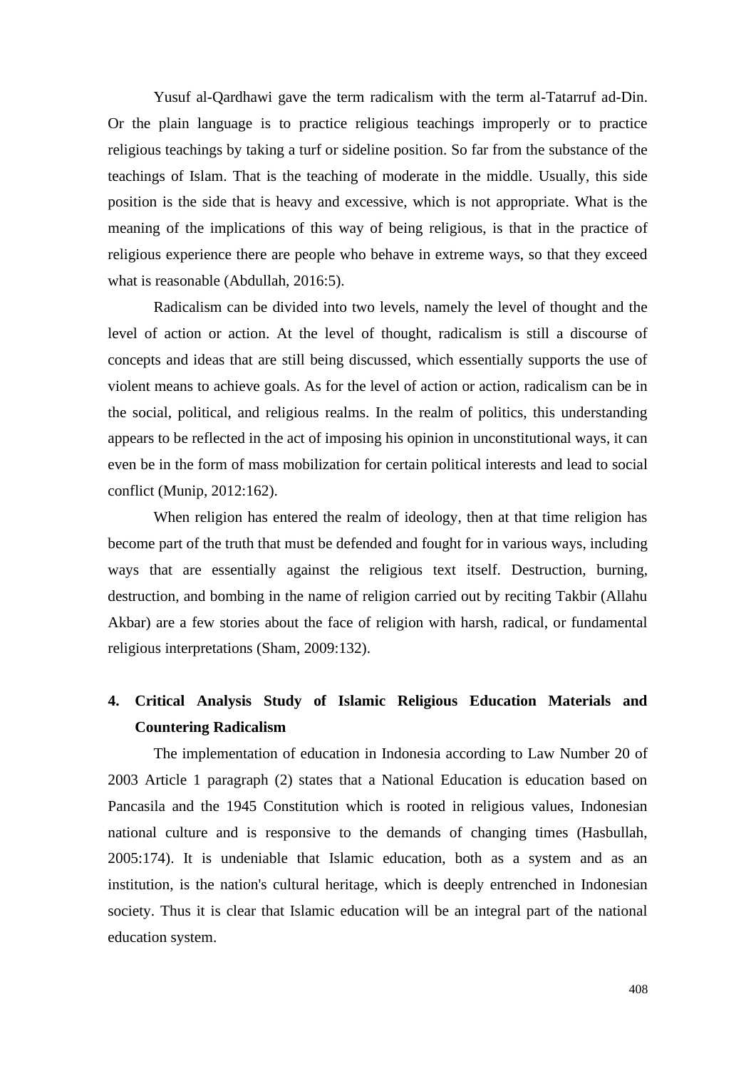Yusuf al-Qardhawi gave the term radicalism with the term al-Tatarruf ad-Din. Or the plain language is to practice religious teachings improperly or to practice religious teachings by taking a turf or sideline position. So far from the substance of the teachings of Islam. That is the teaching of moderate in the middle. Usually, this side position is the side that is heavy and excessive, which is not appropriate. What is the meaning of the implications of this way of being religious, is that in the practice of religious experience there are people who behave in extreme ways, so that they exceed what is reasonable (Abdullah, 2016:5).

Radicalism can be divided into two levels, namely the level of thought and the level of action or action. At the level of thought, radicalism is still a discourse of concepts and ideas that are still being discussed, which essentially supports the use of violent means to achieve goals. As for the level of action or action, radicalism can be in the social, political, and religious realms. In the realm of politics, this understanding appears to be reflected in the act of imposing his opinion in unconstitutional ways, it can even be in the form of mass mobilization for certain political interests and lead to social conflict (Munip, 2012:162).

When religion has entered the realm of ideology, then at that time religion has become part of the truth that must be defended and fought for in various ways, including ways that are essentially against the religious text itself. Destruction, burning, destruction, and bombing in the name of religion carried out by reciting Takbir (Allahu Akbar) are a few stories about the face of religion with harsh, radical, or fundamental religious interpretations (Sham, 2009:132).

## 4. Critical Analysis Study of Islamic Religious Education Materials and Countering Radicalism

The implementation of education in Indonesia according to Law Number 20 of 2003 Article 1 paragraph (2) states that a National Education is education based on Pancasila and the 1945 Constitution which is rooted in religious values, Indonesian national culture and is responsive to the demands of changing times (Hasbullah, 2005:174). It is undeniable that Islamic education, both as a system and as an institution, is the nation's cultural heritage, which is deeply entrenched in Indonesian society. Thus it is clear that Islamic education will be an integral part of the national education system.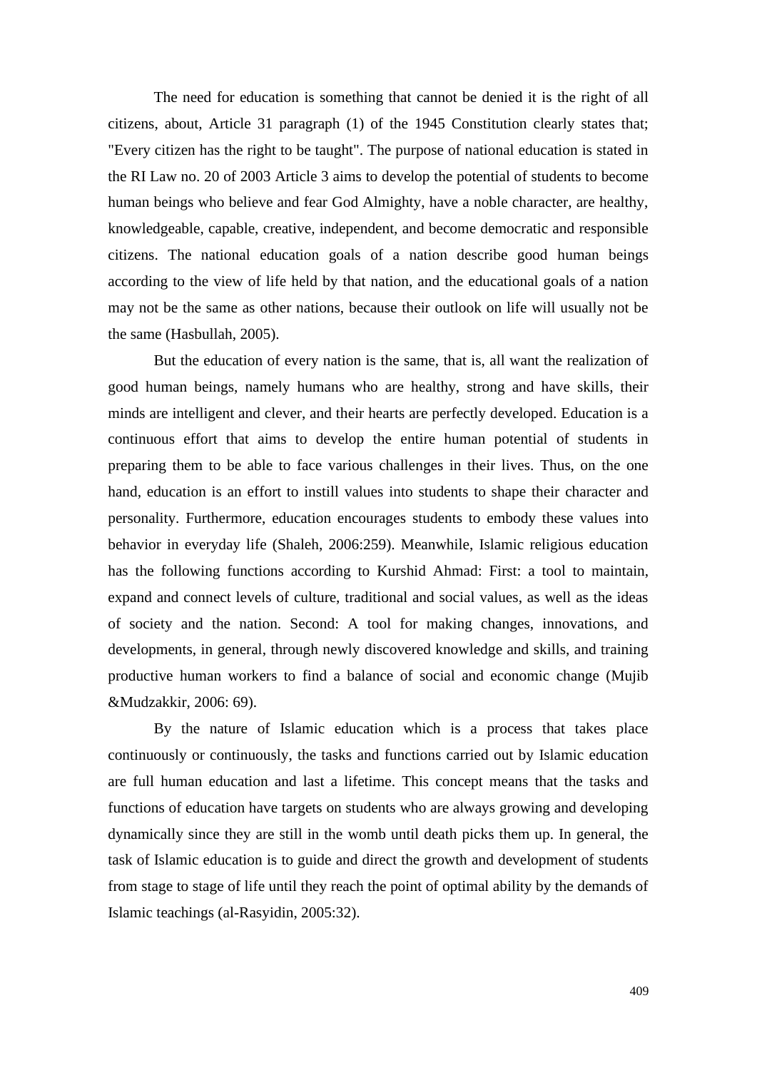The need for education is something that cannot be denied it is the right of all citizens, about, Article 31 paragraph (1) of the 1945 Constitution clearly states that; "Every citizen has the right to be taught". The purpose of national education is stated in the RI Law no. 20 of 2003 Article 3 aims to develop the potential of students to become human beings who believe and fear God Almighty, have a noble character, are healthy, knowledgeable, capable, creative, independent, and become democratic and responsible citizens. The national education goals of a nation describe good human beings according to the view of life held by that nation, and the educational goals of a nation may not be the same as other nations, because their outlook on life will usually not be the same (Hasbullah, 2005).

But the education of every nation is the same, that is, all want the realization of good human beings, namely humans who are healthy, strong and have skills, their minds are intelligent and clever, and their hearts are perfectly developed. Education is a continuous effort that aims to develop the entire human potential of students in preparing them to be able to face various challenges in their lives. Thus, on the one hand, education is an effort to instill values into students to shape their character and personality. Furthermore, education encourages students to embody these values into behavior in everyday life (Shaleh, 2006:259). Meanwhile, Islamic religious education has the following functions according to Kurshid Ahmad: First: a tool to maintain, expand and connect levels of culture, traditional and social values, as well as the ideas of society and the nation. Second: A tool for making changes, innovations, and developments, in general, through newly discovered knowledge and skills, and training productive human workers to find a balance of social and economic change (Mujib &Mudzakkir, 2006: 69).

By the nature of Islamic education which is a process that takes place continuously or continuously, the tasks and functions carried out by Islamic education are full human education and last a lifetime. This concept means that the tasks and functions of education have targets on students who are always growing and developing dynamically since they are still in the womb until death picks them up. In general, the task of Islamic education is to guide and direct the growth and development of students from stage to stage of life until they reach the point of optimal ability by the demands of Islamic teachings (al-Rasyidin, 2005:32).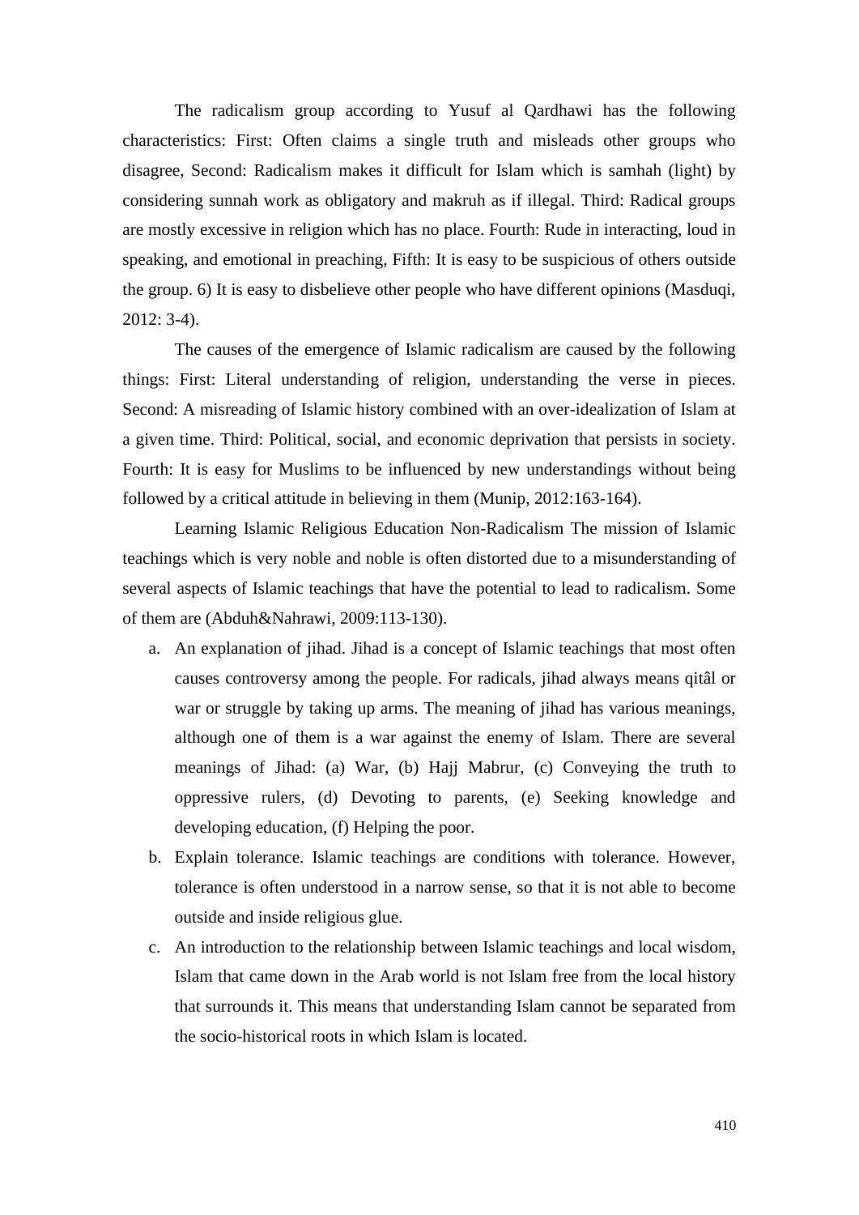The radicalism group according to Yusuf al Qardhawi has the following characteristics: First: Often claims a single truth and misleads other groups who disagree, Second: Radicalism makes it difficult for Islam which is samhah (light) by considering sunnah work as obligatory and makruh as if illegal. Third: Radical groups are mostly excessive in religion which has no place. Fourth: Rude in interacting, loud in speaking, and emotional in preaching, Fifth: It is easy to be suspicious of others outside the group. 6) It is easy to disbelieve other people who have different opinions (Masduqi, 2012: 3-4).

The causes of the emergence of Islamic radicalism are caused by the following things: First: Literal understanding of religion, understanding the verse in pieces. Second: A misreading of Islamic history combined with an over-idealization of Islam at a given time. Third: Political, social, and economic deprivation that persists in society. Fourth: It is easy for Muslims to be influenced by new understandings without being followed by a critical attitude in believing in them (Munip, 2012:163-164).

Learning Islamic Religious Education Non-Radicalism The mission of Islamic teachings which is very noble and noble is often distorted due to a misunderstanding of several aspects of Islamic teachings that have the potential to lead to radicalism. Some of them are (Abduh&Nahrawi, 2009:113-130).

a. An explanation of jihad. Jihad is a concept of Islamic teachings that most often causes controversy among the people. For radicals, jihad always means qitâl or war or struggle by taking up arms. The meaning of jihad has various meanings, although one of them is a war against the enemy of Islam. There are several meanings of Jihad: (a) War, (b) Hajj Mabrur, (c) Conveying the truth to oppressive rulers, (d) Devoting to parents, (e) Seeking knowledge and developing education, (f) Helping the poor.
b. Explain tolerance. Islamic teachings are conditions with tolerance. However, tolerance is often understood in a narrow sense, so that it is not able to become outside and inside religious glue.
c. An introduction to the relationship between Islamic teachings and local wisdom, Islam that came down in the Arab world is not Islam free from the local history that surrounds it. This means that understanding Islam cannot be separated from the socio-historical roots in which Islam is located.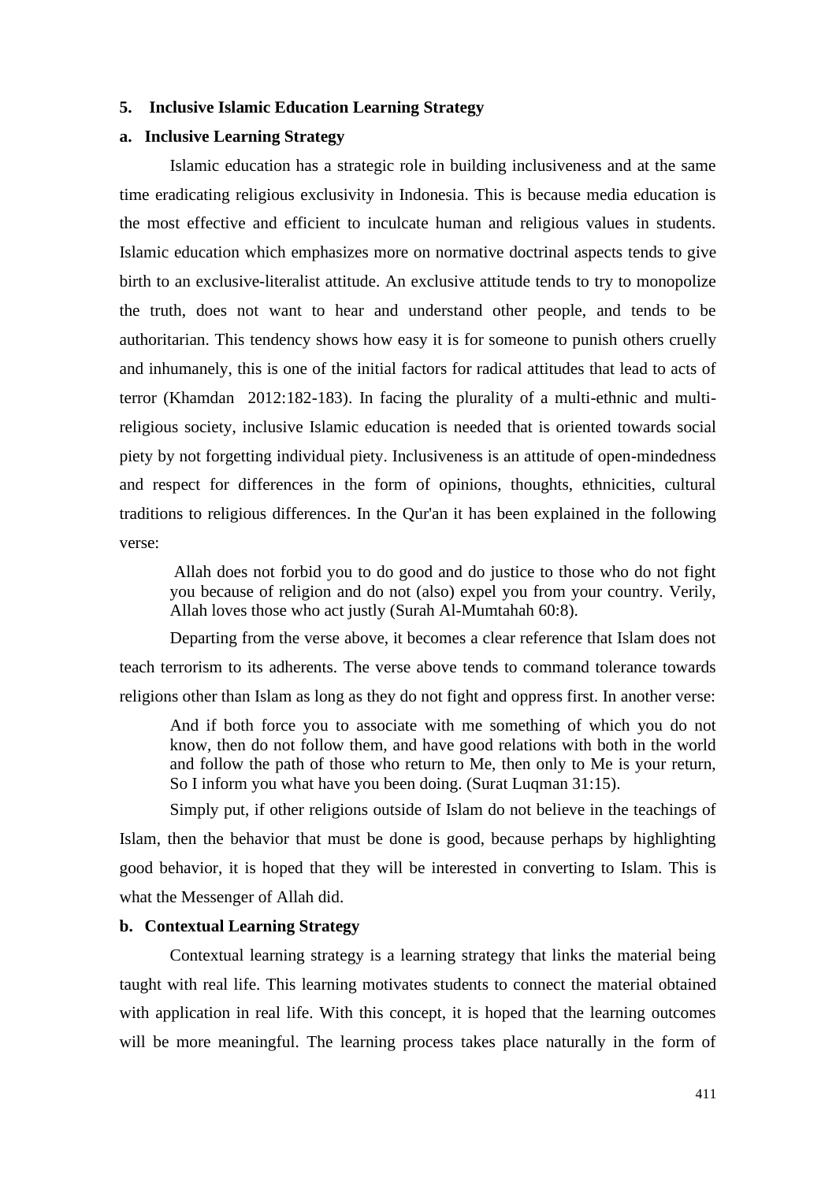### 5. Inclusive Islamic Education Learning Strategy

#### a. Inclusive Learning Strategy

Islamic education has a strategic role in building inclusiveness and at the same time eradicating religious exclusivity in Indonesia. This is because media education is the most effective and efficient to inculcate human and religious values in students. Islamic education which emphasizes more on normative doctrinal aspects tends to give birth to an exclusive-literalist attitude. An exclusive attitude tends to try to monopolize the truth, does not want to hear and understand other people, and tends to be authoritarian. This tendency shows how easy it is for someone to punish others cruelly and inhumanely, this is one of the initial factors for radical attitudes that lead to acts of terror (Khamdan 2012:182-183). In facing the plurality of a multi-ethnic and multi-religious society, inclusive Islamic education is needed that is oriented towards social piety by not forgetting individual piety. Inclusiveness is an attitude of open-mindedness and respect for differences in the form of opinions, thoughts, ethnicities, cultural traditions to religious differences. In the Qur'an it has been explained in the following verse:

> Allah does not forbid you to do good and do justice to those who do not fight you because of religion and do not (also) expel you from your country. Verily, Allah loves those who act justly (Surah Al-Mumtahah 60:8).

Departing from the verse above, it becomes a clear reference that Islam does not teach terrorism to its adherents. The verse above tends to command tolerance towards religions other than Islam as long as they do not fight and oppress first. In another verse:

> And if both force you to associate with me something of which you do not know, then do not follow them, and have good relations with both in the world and follow the path of those who return to Me, then only to Me is your return, So I inform you what have you been doing. (Surat Luqman 31:15).

Simply put, if other religions outside of Islam do not believe in the teachings of Islam, then the behavior that must be done is good, because perhaps by highlighting good behavior, it is hoped that they will be interested in converting to Islam. This is what the Messenger of Allah did.

#### b. Contextual Learning Strategy

Contextual learning strategy is a learning strategy that links the material being taught with real life. This learning motivates students to connect the material obtained with application in real life. With this concept, it is hoped that the learning outcomes will be more meaningful. The learning process takes place naturally in the form of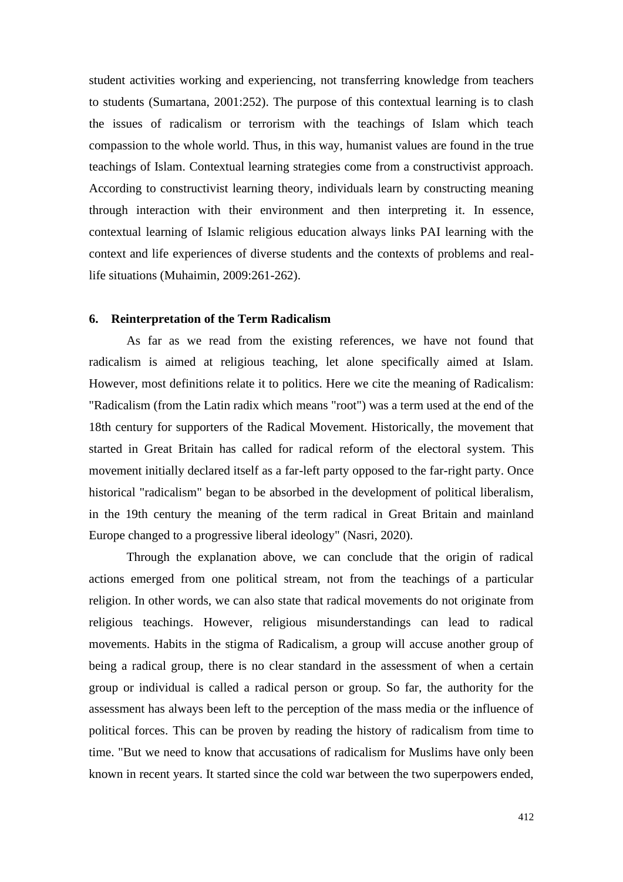student activities working and experiencing, not transferring knowledge from teachers to students (Sumartana, 2001:252). The purpose of this contextual learning is to clash the issues of radicalism or terrorism with the teachings of Islam which teach compassion to the whole world. Thus, in this way, humanist values are found in the true teachings of Islam. Contextual learning strategies come from a constructivist approach. According to constructivist learning theory, individuals learn by constructing meaning through interaction with their environment and then interpreting it. In essence, contextual learning of Islamic religious education always links PAI learning with the context and life experiences of diverse students and the contexts of problems and real-life situations (Muhaimin, 2009:261-262).

### 6. Reinterpretation of the Term Radicalism

As far as we read from the existing references, we have not found that radicalism is aimed at religious teaching, let alone specifically aimed at Islam. However, most definitions relate it to politics. Here we cite the meaning of Radicalism: "Radicalism (from the Latin radix which means "root") was a term used at the end of the 18th century for supporters of the Radical Movement. Historically, the movement that started in Great Britain has called for radical reform of the electoral system. This movement initially declared itself as a far-left party opposed to the far-right party. Once historical "radicalism" began to be absorbed in the development of political liberalism, in the 19th century the meaning of the term radical in Great Britain and mainland Europe changed to a progressive liberal ideology" (Nasri, 2020).

Through the explanation above, we can conclude that the origin of radical actions emerged from one political stream, not from the teachings of a particular religion. In other words, we can also state that radical movements do not originate from religious teachings. However, religious misunderstandings can lead to radical movements. Habits in the stigma of Radicalism, a group will accuse another group of being a radical group, there is no clear standard in the assessment of when a certain group or individual is called a radical person or group. So far, the authority for the assessment has always been left to the perception of the mass media or the influence of political forces. This can be proven by reading the history of radicalism from time to time. "But we need to know that accusations of radicalism for Muslims have only been known in recent years. It started since the cold war between the two superpowers ended,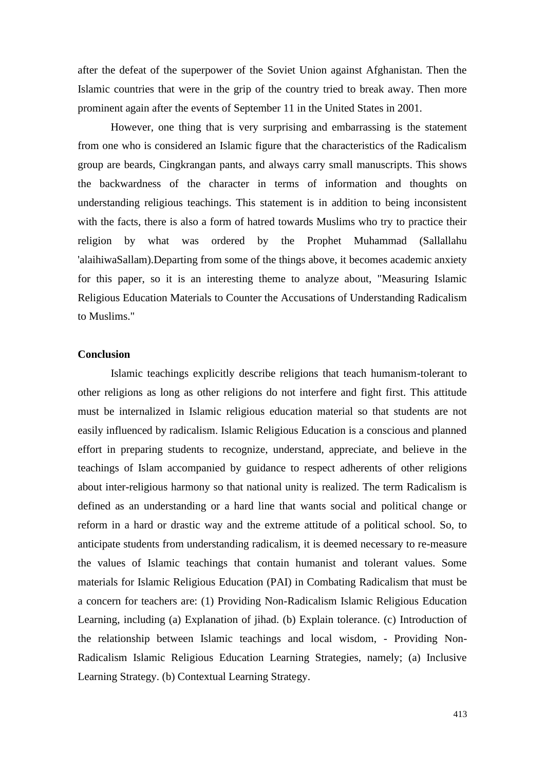after the defeat of the superpower of the Soviet Union against Afghanistan. Then the Islamic countries that were in the grip of the country tried to break away. Then more prominent again after the events of September 11 in the United States in 2001.

However, one thing that is very surprising and embarrassing is the statement from one who is considered an Islamic figure that the characteristics of the Radicalism group are beards, Cingkrangan pants, and always carry small manuscripts. This shows the backwardness of the character in terms of information and thoughts on understanding religious teachings. This statement is in addition to being inconsistent with the facts, there is also a form of hatred towards Muslims who try to practice their religion by what was ordered by the Prophet Muhammad (Sallallahu 'alaihiwaSallam).Departing from some of the things above, it becomes academic anxiety for this paper, so it is an interesting theme to analyze about, "Measuring Islamic Religious Education Materials to Counter the Accusations of Understanding Radicalism to Muslims."

## Conclusion

Islamic teachings explicitly describe religions that teach humanism-tolerant to other religions as long as other religions do not interfere and fight first. This attitude must be internalized in Islamic religious education material so that students are not easily influenced by radicalism. Islamic Religious Education is a conscious and planned effort in preparing students to recognize, understand, appreciate, and believe in the teachings of Islam accompanied by guidance to respect adherents of other religions about inter-religious harmony so that national unity is realized. The term Radicalism is defined as an understanding or a hard line that wants social and political change or reform in a hard or drastic way and the extreme attitude of a political school. So, to anticipate students from understanding radicalism, it is deemed necessary to re-measure the values of Islamic teachings that contain humanist and tolerant values. Some materials for Islamic Religious Education (PAI) in Combating Radicalism that must be a concern for teachers are: (1) Providing Non-Radicalism Islamic Religious Education Learning, including (a) Explanation of jihad. (b) Explain tolerance. (c) Introduction of the relationship between Islamic teachings and local wisdom, - Providing Non-Radicalism Islamic Religious Education Learning Strategies, namely; (a) Inclusive Learning Strategy. (b) Contextual Learning Strategy.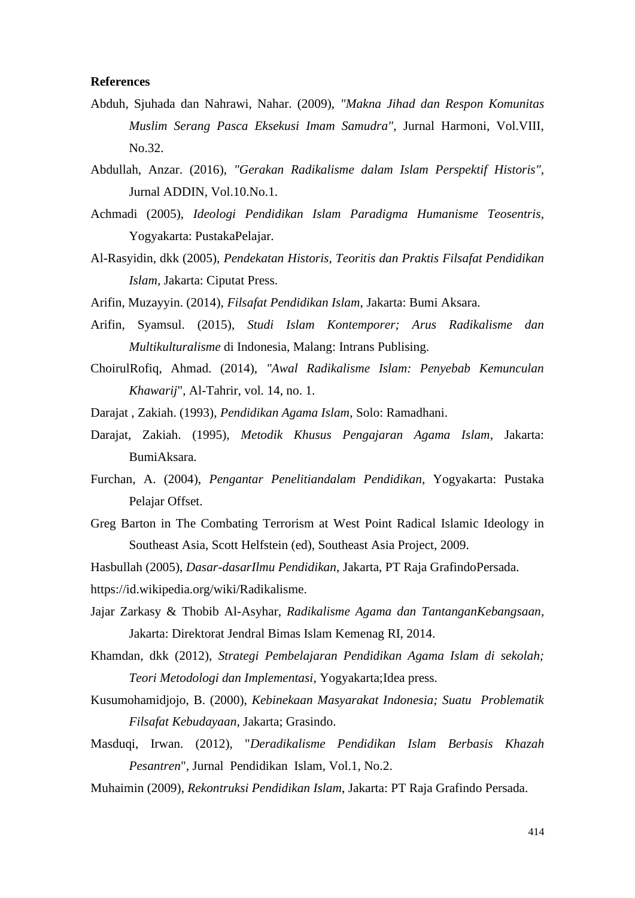**References**

Abduh, Sjuhada dan Nahrawi, Nahar. (2009), *"Makna Jihad dan Respon Komunitas Muslim Serang Pasca Eksekusi Imam Samudra"*, Jurnal Harmoni, Vol.VIII, No.32.

Abdullah, Anzar. (2016), *"Gerakan Radikalisme dalam Islam Perspektif Historis"*, Jurnal ADDIN, Vol.10.No.1.

Achmadi (2005), *Ideologi Pendidikan Islam Paradigma Humanisme Teosentris*, Yogyakarta: PustakaPelajar.

Al-Rasyidin, dkk (2005), *Pendekatan Historis, Teoritis dan Praktis Filsafat Pendidikan Islam*, Jakarta: Ciputat Press.

Arifin, Muzayyin. (2014), *Filsafat Pendidikan Islam*, Jakarta: Bumi Aksara.

Arifin, Syamsul. (2015), *Studi Islam Kontemporer; Arus Radikalisme dan Multikulturalisme* di Indonesia, Malang: Intrans Publising.

ChoirulRofiq, Ahmad. (2014), *"Awal Radikalisme Islam: Penyebab Kemunculan Khawarij*", Al-Tahrir, vol. 14, no. 1.

Darajat , Zakiah. (1993), *Pendidikan Agama Islam*, Solo: Ramadhani.

Darajat, Zakiah. (1995), *Metodik Khusus Pengajaran Agama Islam*, Jakarta: BumiAksara.

Furchan, A. (2004), *Pengantar Penelitiandalam Pendidikan*, Yogyakarta: Pustaka Pelajar Offset.

Greg Barton in The Combating Terrorism at West Point Radical Islamic Ideology in Southeast Asia, Scott Helfstein (ed), Southeast Asia Project, 2009.

Hasbullah (2005), *Dasar-dasarIlmu Pendidikan*, Jakarta, PT Raja GrafindoPersada.

https://id.wikipedia.org/wiki/Radikalisme.

Jajar Zarkasy & Thobib Al-Asyhar, *Radikalisme Agama dan TantanganKebangsaan*, Jakarta: Direktorat Jendral Bimas Islam Kemenag RI, 2014.

Khamdan, dkk (2012), *Strategi Pembelajaran Pendidikan Agama Islam di sekolah; Teori Metodologi dan Implementasi*, Yogyakarta;Idea press.

Kusumohamidjojo, B. (2000), *Kebinekaan Masyarakat Indonesia; Suatu Problematik Filsafat Kebudayaan*, Jakarta; Grasindo.

Masduqi, Irwan. (2012), "*Deradikalisme Pendidikan Islam Berbasis Khazah Pesantren*", Jurnal Pendidikan Islam, Vol.1, No.2.

Muhaimin (2009), *Rekontruksi Pendidikan Islam*, Jakarta: PT Raja Grafindo Persada.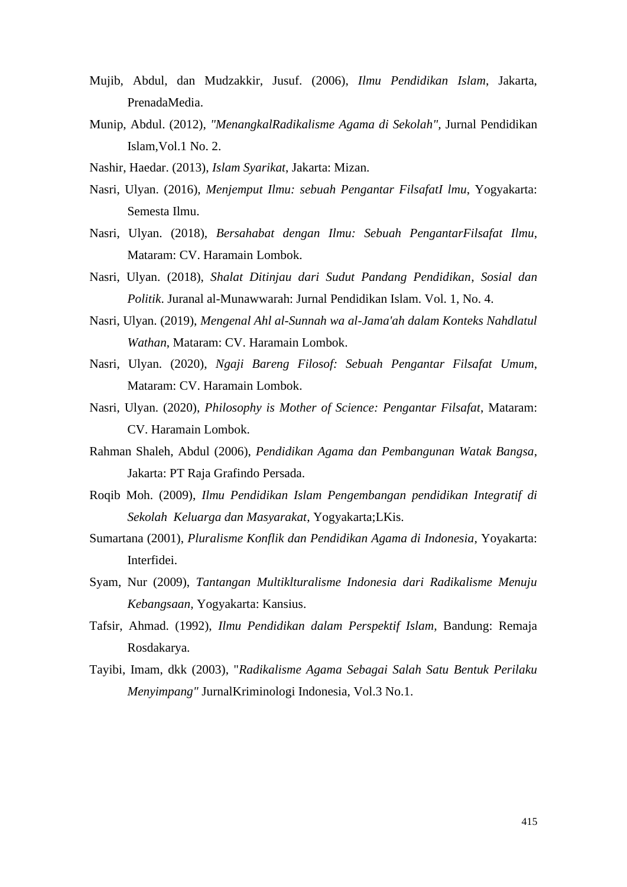Mujib, Abdul, dan Mudzakkir, Jusuf. (2006), *Ilmu Pendidikan Islam*, Jakarta, PrenadaMedia.

Munip, Abdul. (2012), *"MenangkalRadikalisme Agama di Sekolah"*, Jurnal Pendidikan Islam,Vol.1 No. 2.

Nashir, Haedar. (2013), *Islam Syarikat*, Jakarta: Mizan.

Nasri, Ulyan. (2016), *Menjemput Ilmu: sebuah Pengantar FilsafatI lmu*, Yogyakarta: Semesta Ilmu.

Nasri, Ulyan. (2018), *Bersahabat dengan Ilmu: Sebuah PengantarFilsafat Ilmu*, Mataram: CV. Haramain Lombok.

Nasri, Ulyan. (2018), *Shalat Ditinjau dari Sudut Pandang Pendidikan, Sosial dan Politik*. Juranal al-Munawwarah: Jurnal Pendidikan Islam. Vol. 1, No. 4.

Nasri, Ulyan. (2019), *Mengenal Ahl al-Sunnah wa al-Jama'ah dalam Konteks Nahdlatul Wathan*, Mataram: CV. Haramain Lombok.

Nasri, Ulyan. (2020), *Ngaji Bareng Filosof: Sebuah Pengantar Filsafat Umum*, Mataram: CV. Haramain Lombok.

Nasri, Ulyan. (2020), *Philosophy is Mother of Science: Pengantar Filsafat*, Mataram: CV. Haramain Lombok.

Rahman Shaleh, Abdul (2006), *Pendidikan Agama dan Pembangunan Watak Bangsa*, Jakarta: PT Raja Grafindo Persada.

Roqib Moh. (2009), *Ilmu Pendidikan Islam Pengembangan pendidikan Integratif di Sekolah Keluarga dan Masyarakat*, Yogyakarta;LKis.

Sumartana (2001), *Pluralisme Konflik dan Pendidikan Agama di Indonesia*, Yoyakarta: Interfidei.

Syam, Nur (2009), *Tantangan Multiklturalisme Indonesia dari Radikalisme Menuju Kebangsaan,* Yogyakarta: Kansius.

Tafsir, Ahmad. (1992), *Ilmu Pendidikan dalam Perspektif Islam,* Bandung: Remaja Rosdakarya.

Tayibi, Imam, dkk (2003), "*Radikalisme Agama Sebagai Salah Satu Bentuk Perilaku Menyimpang"* JurnalKriminologi Indonesia, Vol.3 No.1.